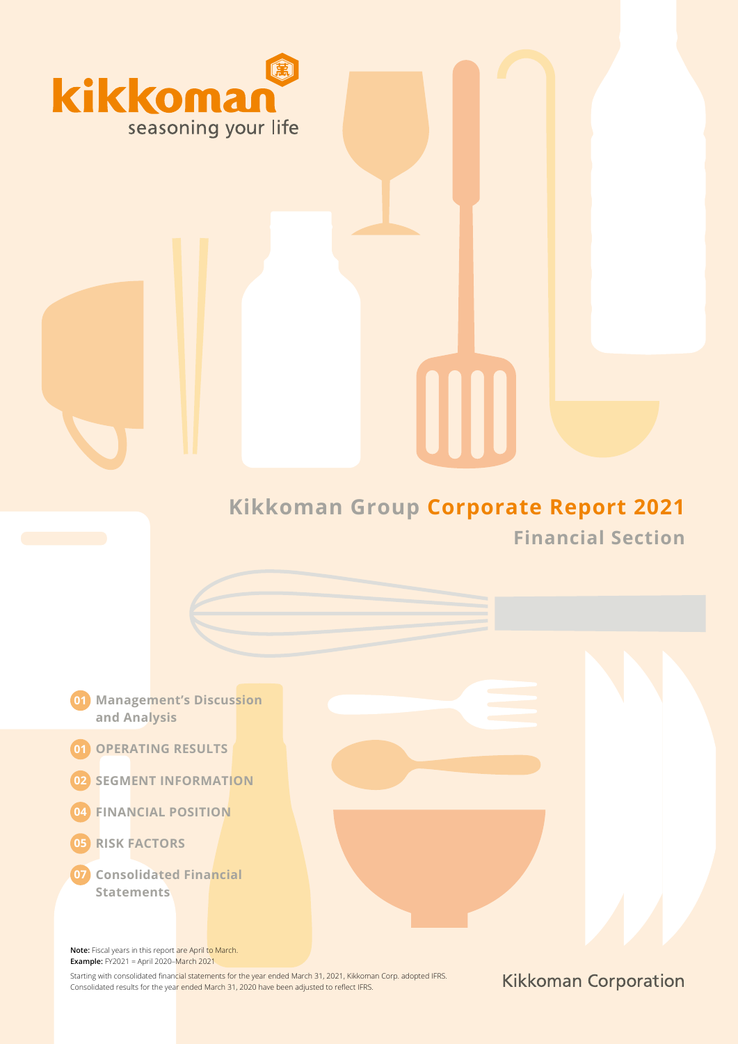kikkoman

seasoning your life

# Kikkoman Group Corporate Report 2021

## Financial Section

- 01 Management's Discussion and Analysis
- 01 OPERATING RESULTS
- 02 SEGMENT INFORMATION
- 04 FINANCIAL POSITION
- 05 RISK FACTORS
- 07 Consolidated Financial Statements

**Note:** Fiscal years in this report are April to March.
**Example:** FY2021 = April 2020–March 2021

Starting with consolidated financial statements for the year ended March 31, 2021, Kikkoman Corp. adopted IFRS. Consolidated results for the year ended March 31, 2020 have been adjusted to reflect IFRS.

Kikkoman Corporation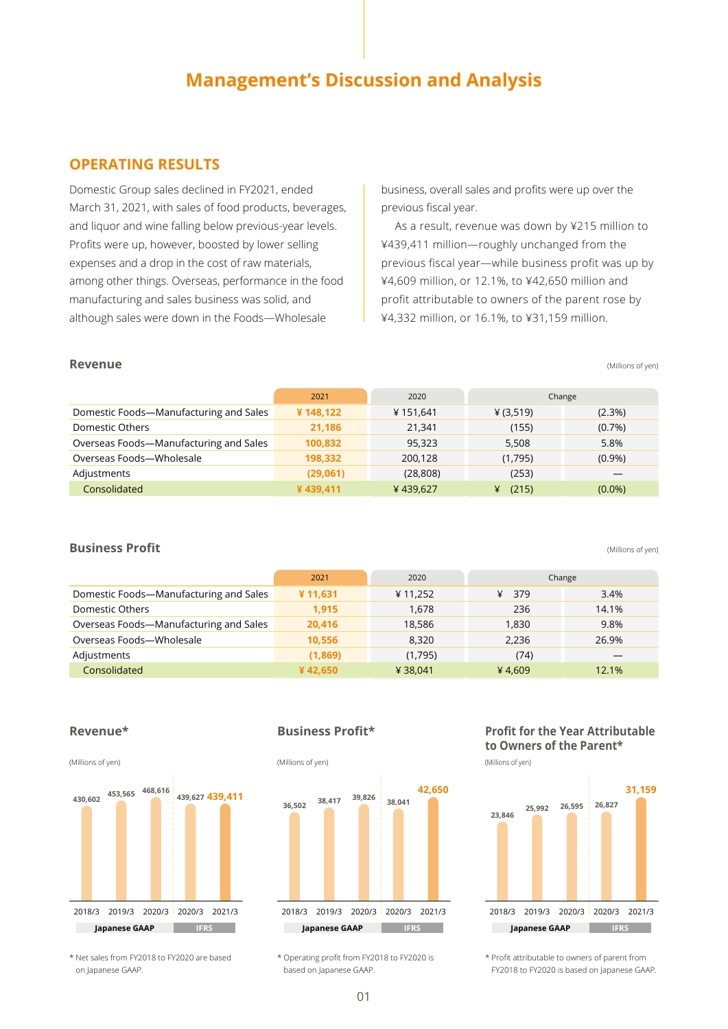# Management's Discussion and Analysis

## OPERATING RESULTS

Domestic Group sales declined in FY2021, ended March 31, 2021, with sales of food products, beverages, and liquor and wine falling below previous-year levels. Profits were up, however, boosted by lower selling expenses and a drop in the cost of raw materials, among other things. Overseas, performance in the food manufacturing and sales business was solid, and although sales were down in the Foods—Wholesale business, overall sales and profits were up over the previous fiscal year.

As a result, revenue was down by ¥215 million to ¥439,411 million—roughly unchanged from the previous fiscal year—while business profit was up by ¥4,609 million, or 12.1%, to ¥42,650 million and profit attributable to owners of the parent rose by ¥4,332 million, or 16.1%, to ¥31,159 million.

### Revenue

(Millions of yen)

| | 2021 | 2020 | Change | |
|---|---|---|---|---|
| Domestic Foods—Manufacturing and Sales | ¥ 148,122 | ¥ 151,641 | ¥ (3,519) | (2.3%) |
| Domestic Others | 21,186 | 21,341 | (155) | (0.7%) |
| Overseas Foods—Manufacturing and Sales | 100,832 | 95,323 | 5,508 | 5.8% |
| Overseas Foods—Wholesale | 198,332 | 200,128 | (1,795) | (0.9%) |
| Adjustments | (29,061) | (28,808) | (253) | — |
| Consolidated | ¥ 439,411 | ¥ 439,627 | ¥ (215) | (0.0%) |

### Business Profit

(Millions of yen)

| | 2021 | 2020 | Change | |
|---|---|---|---|---|
| Domestic Foods—Manufacturing and Sales | ¥ 11,631 | ¥ 11,252 | ¥ 379 | 3.4% |
| Domestic Others | 1,915 | 1,678 | 236 | 14.1% |
| Overseas Foods—Manufacturing and Sales | 20,416 | 18,586 | 1,830 | 9.8% |
| Overseas Foods—Wholesale | 10,556 | 8,320 | 2,236 | 26.9% |
| Adjustments | (1,869) | (1,795) | (74) | — |
| Consolidated | ¥ 42,650 | ¥ 38,041 | ¥ 4,609 | 12.1% |

### Revenue*

(Millions of yen)

| 2018/3 | 2019/3 | 2020/3 | 2020/3 | 2021/3 |
|---|---|---|---|---|
| 430,602 | 453,565 | 468,616 | 439,627 | 439,411 |
| Japanese GAAP | | | IFRS | |

* Net sales from FY2018 to FY2020 are based on Japanese GAAP.

### Business Profit*

(Millions of yen)

| 2018/3 | 2019/3 | 2020/3 | 2020/3 | 2021/3 |
|---|---|---|---|---|
| 36,502 | 38,417 | 39,826 | 38,041 | 42,650 |
| Japanese GAAP | | | IFRS | |

* Operating profit from FY2018 to FY2020 is based on Japanese GAAP.

### Profit for the Year Attributable to Owners of the Parent*

(Millions of yen)

| 2018/3 | 2019/3 | 2020/3 | 2020/3 | 2021/3 |
|---|---|---|---|---|
| 23,846 | 25,992 | 26,595 | 26,827 | 31,159 |
| Japanese GAAP | | | IFRS | |

* Profit attributable to owners of parent from FY2018 to FY2020 is based on Japanese GAAP.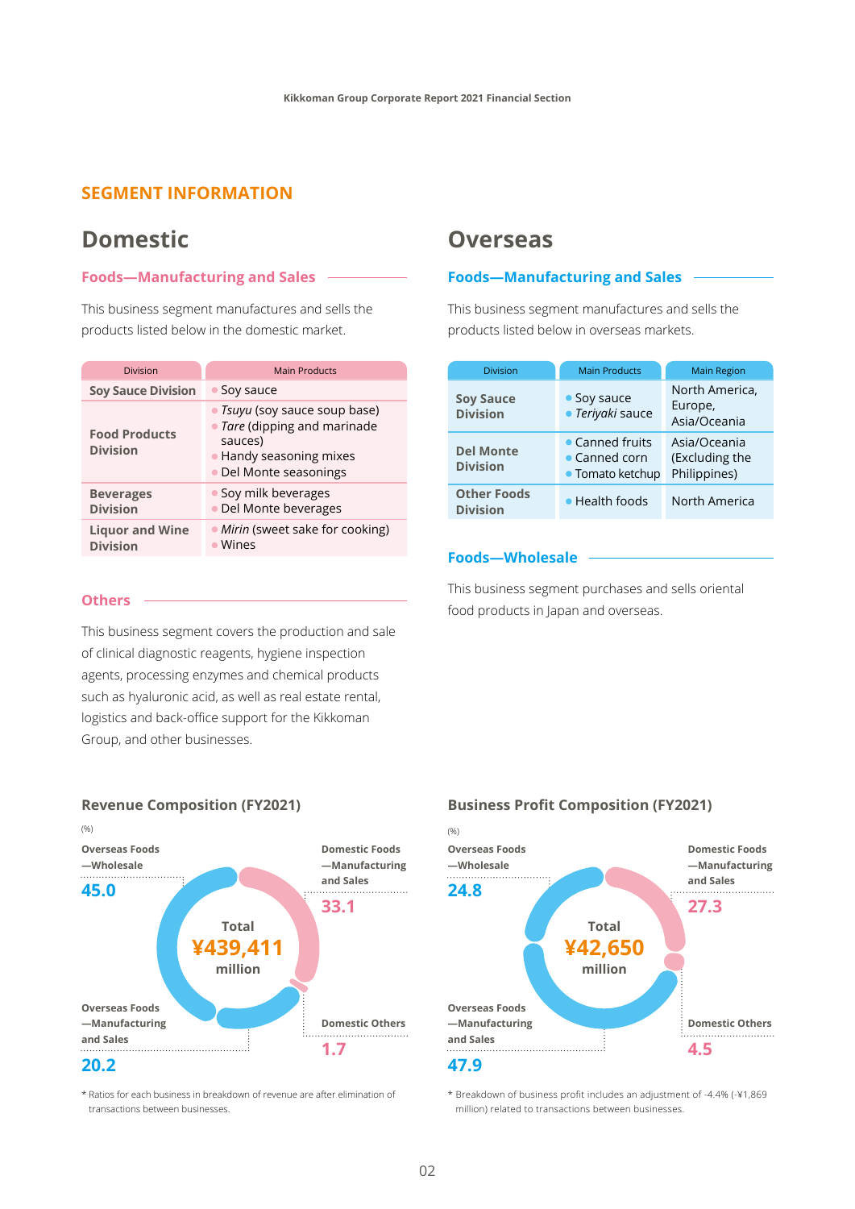## SEGMENT INFORMATION

# Domestic

### Foods—Manufacturing and Sales

This business segment manufactures and sells the products listed below in the domestic market.

| Division | Main Products |
|---|---|
| Soy Sauce Division | • Soy sauce |
| Food Products Division | • *Tsuyu* (soy sauce soup base)<br>• *Tare* (dipping and marinade sauces)<br>• Handy seasoning mixes<br>• Del Monte seasonings |
| Beverages Division | • Soy milk beverages<br>• Del Monte beverages |
| Liquor and Wine Division | • *Mirin* (sweet sake for cooking)<br>• Wines |

### Others

This business segment covers the production and sale of clinical diagnostic reagents, hygiene inspection agents, processing enzymes and chemical products such as hyaluronic acid, as well as real estate rental, logistics and back-office support for the Kikkoman Group, and other businesses.

# Overseas

### Foods—Manufacturing and Sales

This business segment manufactures and sells the products listed below in overseas markets.

| Division | Main Products | Main Region |
|---|---|---|
| Soy Sauce Division | • Soy sauce<br>• *Teriyaki* sauce | North America, Europe, Asia/Oceania |
| Del Monte Division | • Canned fruits<br>• Canned corn<br>• Tomato ketchup | Asia/Oceania (Excluding the Philippines) |
| Other Foods Division | • Health foods | North America |

### Foods—Wholesale

This business segment purchases and sells oriental food products in Japan and overseas.

### Revenue Composition (FY2021)

(%)

Total ¥439,411 million

| Segment | % |
|---|---|
| Overseas Foods—Wholesale | 45.0 |
| Domestic Foods—Manufacturing and Sales | 33.1 |
| Overseas Foods—Manufacturing and Sales | 20.2 |
| Domestic Others | 1.7 |

\* Ratios for each business in breakdown of revenue are after elimination of transactions between businesses.

### Business Profit Composition (FY2021)

(%)

Total ¥42,650 million

| Segment | % |
|---|---|
| Overseas Foods—Wholesale | 24.8 |
| Domestic Foods—Manufacturing and Sales | 27.3 |
| Overseas Foods—Manufacturing and Sales | 47.9 |
| Domestic Others | 4.5 |

\* Breakdown of business profit includes an adjustment of -4.4% (-¥1,869 million) related to transactions between businesses.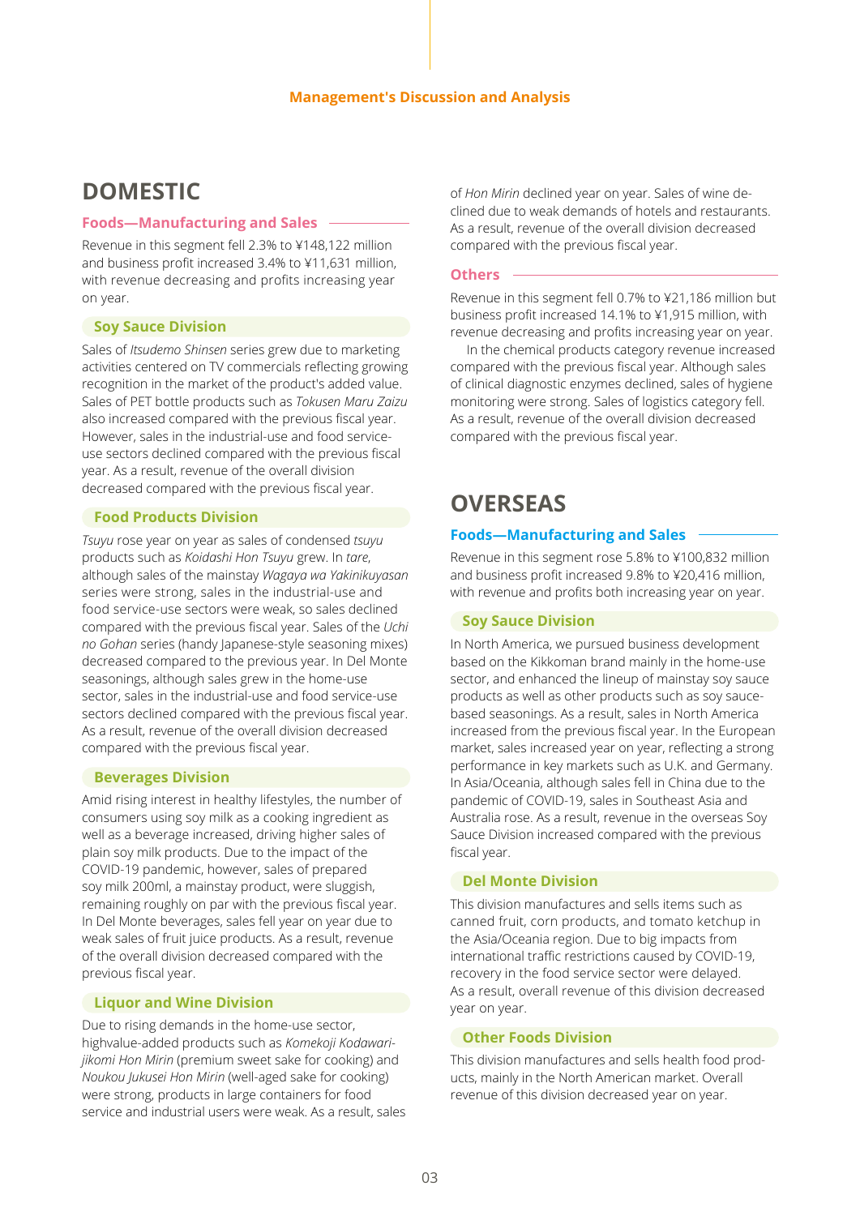# DOMESTIC

## Foods—Manufacturing and Sales

Revenue in this segment fell 2.3% to ¥148,122 million and business profit increased 3.4% to ¥11,631 million, with revenue decreasing and profits increasing year on year.

### Soy Sauce Division

Sales of *Itsudemo Shinsen* series grew due to marketing activities centered on TV commercials reflecting growing recognition in the market of the product's added value. Sales of PET bottle products such as *Tokusen Maru Zaizu* also increased compared with the previous fiscal year. However, sales in the industrial-use and food service-use sectors declined compared with the previous fiscal year. As a result, revenue of the overall division decreased compared with the previous fiscal year.

### Food Products Division

*Tsuyu* rose year on year as sales of condensed *tsuyu* products such as *Koidashi Hon Tsuyu* grew. In *tare*, although sales of the mainstay *Wagaya wa Yakinikuyasan* series were strong, sales in the industrial-use and food service-use sectors were weak, so sales declined compared with the previous fiscal year. Sales of the *Uchi no Gohan* series (handy Japanese-style seasoning mixes) decreased compared to the previous year. In Del Monte seasonings, although sales grew in the home-use sector, sales in the industrial-use and food service-use sectors declined compared with the previous fiscal year. As a result, revenue of the overall division decreased compared with the previous fiscal year.

### Beverages Division

Amid rising interest in healthy lifestyles, the number of consumers using soy milk as a cooking ingredient as well as a beverage increased, driving higher sales of plain soy milk products. Due to the impact of the COVID-19 pandemic, however, sales of prepared soy milk 200ml, a mainstay product, were sluggish, remaining roughly on par with the previous fiscal year. In Del Monte beverages, sales fell year on year due to weak sales of fruit juice products. As a result, revenue of the overall division decreased compared with the previous fiscal year.

### Liquor and Wine Division

Due to rising demands in the home-use sector, highvalue-added products such as *Komekoji Kodawari-jikomi Hon Mirin* (premium sweet sake for cooking) and *Noukou Jukusei Hon Mirin* (well-aged sake for cooking) were strong, products in large containers for food service and industrial users were weak. As a result, sales of *Hon Mirin* declined year on year. Sales of wine declined due to weak demands of hotels and restaurants. As a result, revenue of the overall division decreased compared with the previous fiscal year.

## Others

Revenue in this segment fell 0.7% to ¥21,186 million but business profit increased 14.1% to ¥1,915 million, with revenue decreasing and profits increasing year on year.

In the chemical products category revenue increased compared with the previous fiscal year. Although sales of clinical diagnostic enzymes declined, sales of hygiene monitoring were strong. Sales of logistics category fell. As a result, revenue of the overall division decreased compared with the previous fiscal year.

# OVERSEAS

## Foods—Manufacturing and Sales

Revenue in this segment rose 5.8% to ¥100,832 million and business profit increased 9.8% to ¥20,416 million, with revenue and profits both increasing year on year.

### Soy Sauce Division

In North America, we pursued business development based on the Kikkoman brand mainly in the home-use sector, and enhanced the lineup of mainstay soy sauce products as well as other products such as soy sauce-based seasonings. As a result, sales in North America increased from the previous fiscal year. In the European market, sales increased year on year, reflecting a strong performance in key markets such as U.K. and Germany. In Asia/Oceania, although sales fell in China due to the pandemic of COVID-19, sales in Southeast Asia and Australia rose. As a result, revenue in the overseas Soy Sauce Division increased compared with the previous fiscal year.

### Del Monte Division

This division manufactures and sells items such as canned fruit, corn products, and tomato ketchup in the Asia/Oceania region. Due to big impacts from international traffic restrictions caused by COVID-19, recovery in the food service sector were delayed. As a result, overall revenue of this division decreased year on year.

### Other Foods Division

This division manufactures and sells health food products, mainly in the North American market. Overall revenue of this division decreased year on year.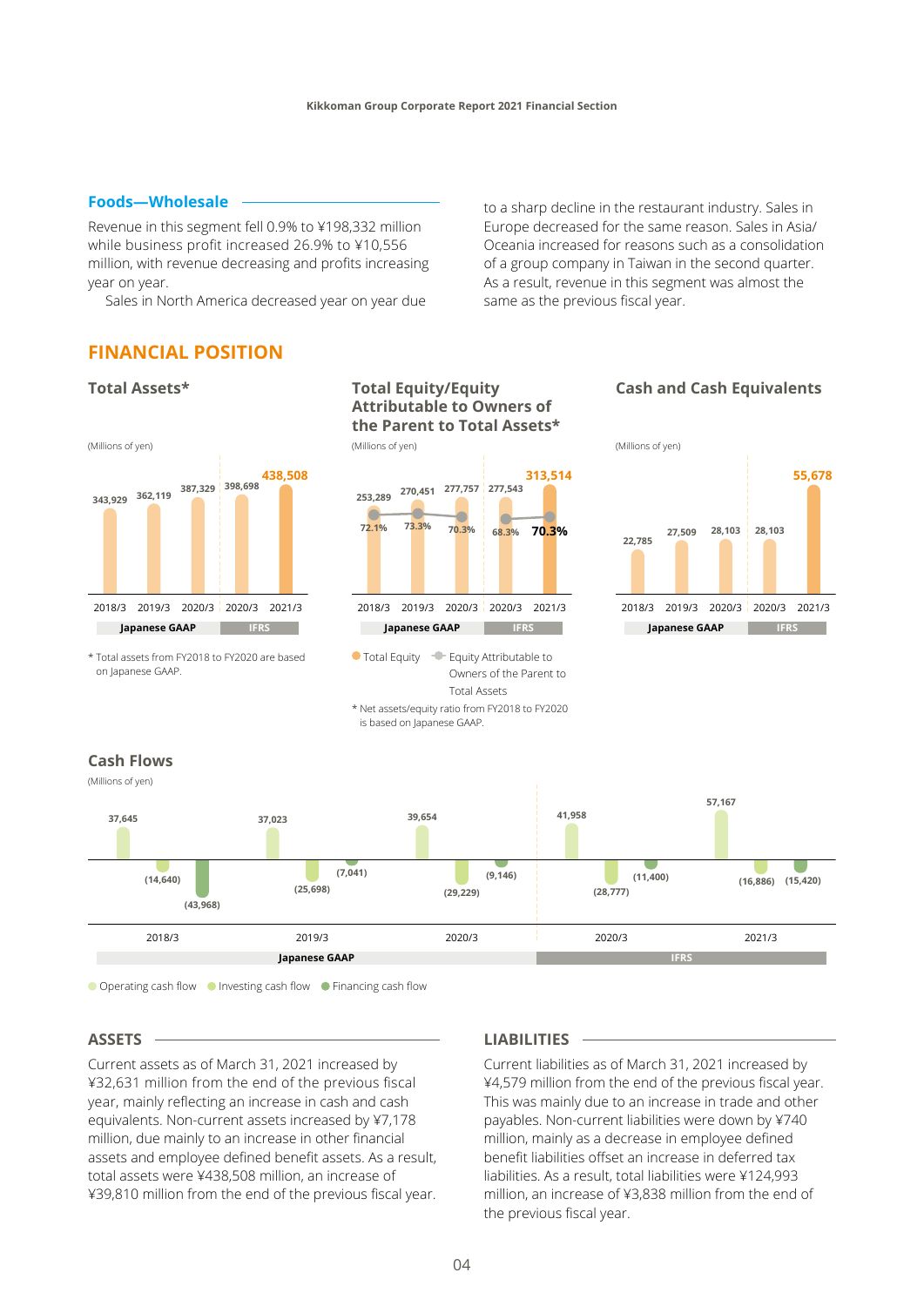### Foods—Wholesale

Revenue in this segment fell 0.9% to ¥198,332 million while business profit increased 26.9% to ¥10,556 million, with revenue decreasing and profits increasing year on year.

Sales in North America decreased year on year due to a sharp decline in the restaurant industry. Sales in Europe decreased for the same reason. Sales in Asia/Oceania increased for reasons such as a consolidation of a group company in Taiwan in the second quarter. As a result, revenue in this segment was almost the same as the previous fiscal year.

## FINANCIAL POSITION

### Total Assets*

(Millions of yen)

| | 2018/3 | 2019/3 | 2020/3 | 2020/3 | 2021/3 |
|---|---|---|---|---|---|
| Accounting standard | Japanese GAAP | Japanese GAAP | Japanese GAAP | IFRS | IFRS |
| Total Assets | 343,929 | 362,119 | 387,329 | 398,698 | 438,508 |

* Total assets from FY2018 to FY2020 are based on Japanese GAAP.

### Total Equity/Equity Attributable to Owners of the Parent to Total Assets*

(Millions of yen)

| | 2018/3 | 2019/3 | 2020/3 | 2020/3 | 2021/3 |
|---|---|---|---|---|---|
| Accounting standard | Japanese GAAP | Japanese GAAP | Japanese GAAP | IFRS | IFRS |
| Total Equity | 253,289 | 270,451 | 277,757 | 277,543 | 313,514 |
| Equity Attributable to Owners of the Parent to Total Assets | 72.1% | 73.3% | 70.3% | 68.3% | 70.3% |

* Net assets/equity ratio from FY2018 to FY2020 is based on Japanese GAAP.

### Cash and Cash Equivalents

(Millions of yen)

| | 2018/3 | 2019/3 | 2020/3 | 2020/3 | 2021/3 |
|---|---|---|---|---|---|
| Accounting standard | Japanese GAAP | Japanese GAAP | Japanese GAAP | IFRS | IFRS |
| Cash and Cash Equivalents | 22,785 | 27,509 | 28,103 | 28,103 | 55,678 |

### Cash Flows

(Millions of yen)

| | 2018/3 | 2019/3 | 2020/3 | 2020/3 | 2021/3 |
|---|---|---|---|---|---|
| Accounting standard | Japanese GAAP | Japanese GAAP | Japanese GAAP | IFRS | IFRS |
| Operating cash flow | 37,645 | 37,023 | 39,654 | 41,958 | 57,167 |
| Investing cash flow | (14,640) | (25,698) | (29,229) | (28,777) | (16,886) |
| Financing cash flow | (43,968) | (7,041) | (9,146) | (11,400) | (15,420) |

### ASSETS

Current assets as of March 31, 2021 increased by ¥32,631 million from the end of the previous fiscal year, mainly reflecting an increase in cash and cash equivalents. Non-current assets increased by ¥7,178 million, due mainly to an increase in other financial assets and employee defined benefit assets. As a result, total assets were ¥438,508 million, an increase of ¥39,810 million from the end of the previous fiscal year.

### LIABILITIES

Current liabilities as of March 31, 2021 increased by ¥4,579 million from the end of the previous fiscal year. This was mainly due to an increase in trade and other payables. Non-current liabilities were down by ¥740 million, mainly as a decrease in employee defined benefit liabilities offset an increase in deferred tax liabilities. As a result, total liabilities were ¥124,993 million, an increase of ¥3,838 million from the end of the previous fiscal year.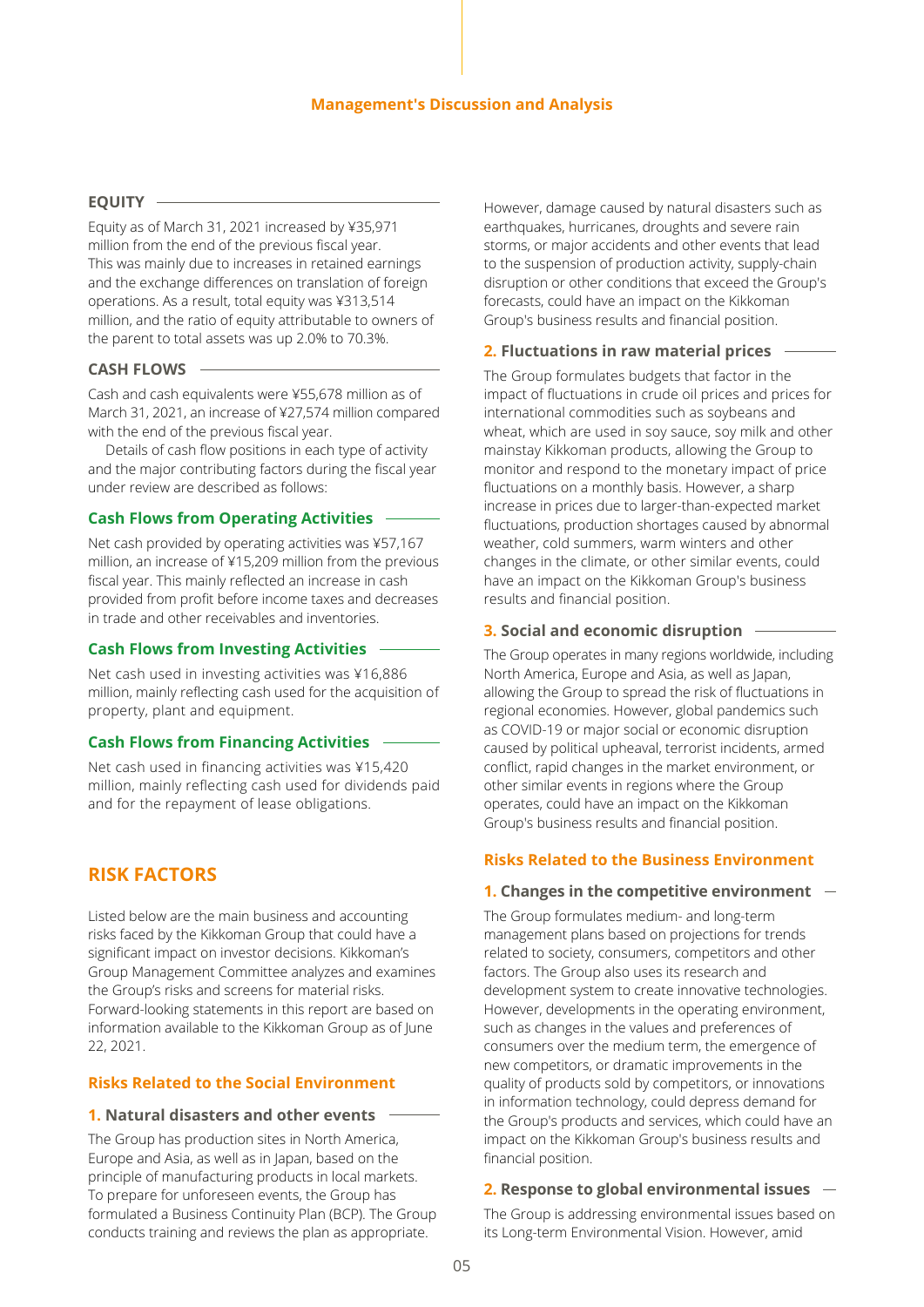## EQUITY

Equity as of March 31, 2021 increased by ¥35,971 million from the end of the previous fiscal year. This was mainly due to increases in retained earnings and the exchange differences on translation of foreign operations. As a result, total equity was ¥313,514 million, and the ratio of equity attributable to owners of the parent to total assets was up 2.0% to 70.3%.

## CASH FLOWS

Cash and cash equivalents were ¥55,678 million as of March 31, 2021, an increase of ¥27,574 million compared with the end of the previous fiscal year.

Details of cash flow positions in each type of activity and the major contributing factors during the fiscal year under review are described as follows:

### Cash Flows from Operating Activities

Net cash provided by operating activities was ¥57,167 million, an increase of ¥15,209 million from the previous fiscal year. This mainly reflected an increase in cash provided from profit before income taxes and decreases in trade and other receivables and inventories.

### Cash Flows from Investing Activities

Net cash used in investing activities was ¥16,886 million, mainly reflecting cash used for the acquisition of property, plant and equipment.

### Cash Flows from Financing Activities

Net cash used in financing activities was ¥15,420 million, mainly reflecting cash used for dividends paid and for the repayment of lease obligations.

# RISK FACTORS

Listed below are the main business and accounting risks faced by the Kikkoman Group that could have a significant impact on investor decisions. Kikkoman's Group Management Committee analyzes and examines the Group's risks and screens for material risks. Forward-looking statements in this report are based on information available to the Kikkoman Group as of June 22, 2021.

## Risks Related to the Social Environment

### 1. Natural disasters and other events

The Group has production sites in North America, Europe and Asia, as well as in Japan, based on the principle of manufacturing products in local markets. To prepare for unforeseen events, the Group has formulated a Business Continuity Plan (BCP). The Group conducts training and reviews the plan as appropriate. However, damage caused by natural disasters such as earthquakes, hurricanes, droughts and severe rain storms, or major accidents and other events that lead to the suspension of production activity, supply-chain disruption or other conditions that exceed the Group's forecasts, could have an impact on the Kikkoman Group's business results and financial position.

### 2. Fluctuations in raw material prices

The Group formulates budgets that factor in the impact of fluctuations in crude oil prices and prices for international commodities such as soybeans and wheat, which are used in soy sauce, soy milk and other mainstay Kikkoman products, allowing the Group to monitor and respond to the monetary impact of price fluctuations on a monthly basis. However, a sharp increase in prices due to larger-than-expected market fluctuations, production shortages caused by abnormal weather, cold summers, warm winters and other changes in the climate, or other similar events, could have an impact on the Kikkoman Group's business results and financial position.

### 3. Social and economic disruption

The Group operates in many regions worldwide, including North America, Europe and Asia, as well as Japan, allowing the Group to spread the risk of fluctuations in regional economies. However, global pandemics such as COVID-19 or major social or economic disruption caused by political upheaval, terrorist incidents, armed conflict, rapid changes in the market environment, or other similar events in regions where the Group operates, could have an impact on the Kikkoman Group's business results and financial position.

## Risks Related to the Business Environment

### 1. Changes in the competitive environment

The Group formulates medium- and long-term management plans based on projections for trends related to society, consumers, competitors and other factors. The Group also uses its research and development system to create innovative technologies. However, developments in the operating environment, such as changes in the values and preferences of consumers over the medium term, the emergence of new competitors, or dramatic improvements in the quality of products sold by competitors, or innovations in information technology, could depress demand for the Group's products and services, which could have an impact on the Kikkoman Group's business results and financial position.

### 2. Response to global environmental issues

The Group is addressing environmental issues based on its Long-term Environmental Vision. However, amid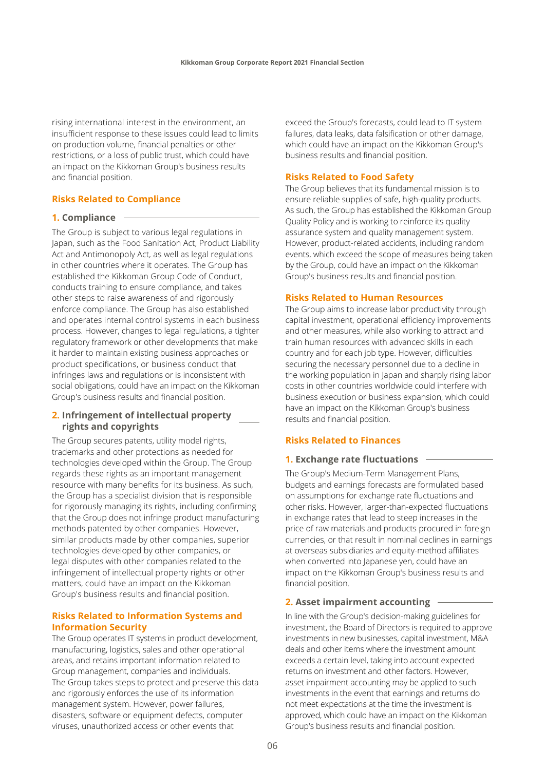rising international interest in the environment, an insufficient response to these issues could lead to limits on production volume, financial penalties or other restrictions, or a loss of public trust, which could have an impact on the Kikkoman Group's business results and financial position.

## Risks Related to Compliance

### 1. Compliance

The Group is subject to various legal regulations in Japan, such as the Food Sanitation Act, Product Liability Act and Antimonopoly Act, as well as legal regulations in other countries where it operates. The Group has established the Kikkoman Group Code of Conduct, conducts training to ensure compliance, and takes other steps to raise awareness of and rigorously enforce compliance. The Group has also established and operates internal control systems in each business process. However, changes to legal regulations, a tighter regulatory framework or other developments that make it harder to maintain existing business approaches or product specifications, or business conduct that infringes laws and regulations or is inconsistent with social obligations, could have an impact on the Kikkoman Group's business results and financial position.

### 2. Infringement of intellectual property rights and copyrights

The Group secures patents, utility model rights, trademarks and other protections as needed for technologies developed within the Group. The Group regards these rights as an important management resource with many benefits for its business. As such, the Group has a specialist division that is responsible for rigorously managing its rights, including confirming that the Group does not infringe product manufacturing methods patented by other companies. However, similar products made by other companies, superior technologies developed by other companies, or legal disputes with other companies related to the infringement of intellectual property rights or other matters, could have an impact on the Kikkoman Group's business results and financial position.

## Risks Related to Information Systems and Information Security

The Group operates IT systems in product development, manufacturing, logistics, sales and other operational areas, and retains important information related to Group management, companies and individuals. The Group takes steps to protect and preserve this data and rigorously enforces the use of its information management system. However, power failures, disasters, software or equipment defects, computer viruses, unauthorized access or other events that exceed the Group's forecasts, could lead to IT system failures, data leaks, data falsification or other damage, which could have an impact on the Kikkoman Group's business results and financial position.

## Risks Related to Food Safety

The Group believes that its fundamental mission is to ensure reliable supplies of safe, high-quality products. As such, the Group has established the Kikkoman Group Quality Policy and is working to reinforce its quality assurance system and quality management system. However, product-related accidents, including random events, which exceed the scope of measures being taken by the Group, could have an impact on the Kikkoman Group's business results and financial position.

## Risks Related to Human Resources

The Group aims to increase labor productivity through capital investment, operational efficiency improvements and other measures, while also working to attract and train human resources with advanced skills in each country and for each job type. However, difficulties securing the necessary personnel due to a decline in the working population in Japan and sharply rising labor costs in other countries worldwide could interfere with business execution or business expansion, which could have an impact on the Kikkoman Group's business results and financial position.

## Risks Related to Finances

### 1. Exchange rate fluctuations

The Group's Medium-Term Management Plans, budgets and earnings forecasts are formulated based on assumptions for exchange rate fluctuations and other risks. However, larger-than-expected fluctuations in exchange rates that lead to steep increases in the price of raw materials and products procured in foreign currencies, or that result in nominal declines in earnings at overseas subsidiaries and equity-method affiliates when converted into Japanese yen, could have an impact on the Kikkoman Group's business results and financial position.

### 2. Asset impairment accounting

In line with the Group's decision-making guidelines for investment, the Board of Directors is required to approve investments in new businesses, capital investment, M&A deals and other items where the investment amount exceeds a certain level, taking into account expected returns on investment and other factors. However, asset impairment accounting may be applied to such investments in the event that earnings and returns do not meet expectations at the time the investment is approved, which could have an impact on the Kikkoman Group's business results and financial position.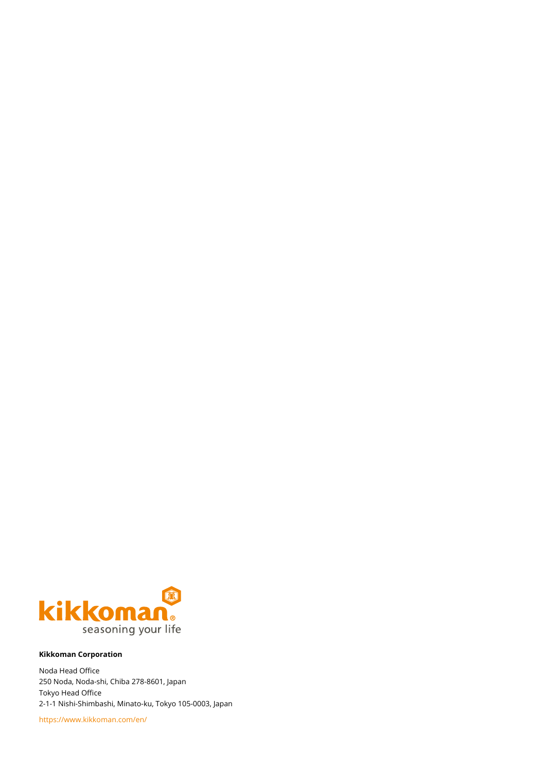kikkoman

seasoning your life

**Kikkoman Corporation**

Noda Head Office
250 Noda, Noda-shi, Chiba 278-8601, Japan
Tokyo Head Office
2-1-1 Nishi-Shimbashi, Minato-ku, Tokyo 105-0003, Japan

https://www.kikkoman.com/en/